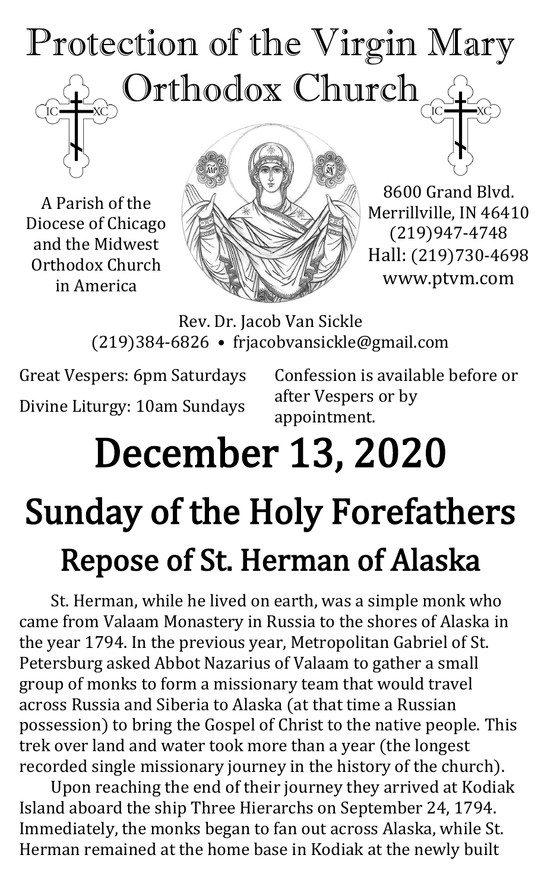# Protection of the Virgin Mary Orthodox Church

A Parish of the Diocese of Chicago and the Midwest Orthodox Church in America

8600 Grand Blvd.
Merrillville, IN 46410
(219)947-4748
Hall: (219)730-4698
www.ptvm.com

Rev. Dr. Jacob Van Sickle
(219)384-6826 • frjacobvansickle@gmail.com

Great Vespers: 6pm Saturdays

Divine Liturgy: 10am Sundays

Confession is available before or after Vespers or by appointment.

# December 13, 2020

# Sunday of the Holy Forefathers

## Repose of St. Herman of Alaska

St. Herman, while he lived on earth, was a simple monk who came from Valaam Monastery in Russia to the shores of Alaska in the year 1794. In the previous year, Metropolitan Gabriel of St. Petersburg asked Abbot Nazarius of Valaam to gather a small group of monks to form a missionary team that would travel across Russia and Siberia to Alaska (at that time a Russian possession) to bring the Gospel of Christ to the native people. This trek over land and water took more than a year (the longest recorded single missionary journey in the history of the church).

Upon reaching the end of their journey they arrived at Kodiak Island aboard the ship Three Hierarchs on September 24, 1794. Immediately, the monks began to fan out across Alaska, while St. Herman remained at the home base in Kodiak at the newly built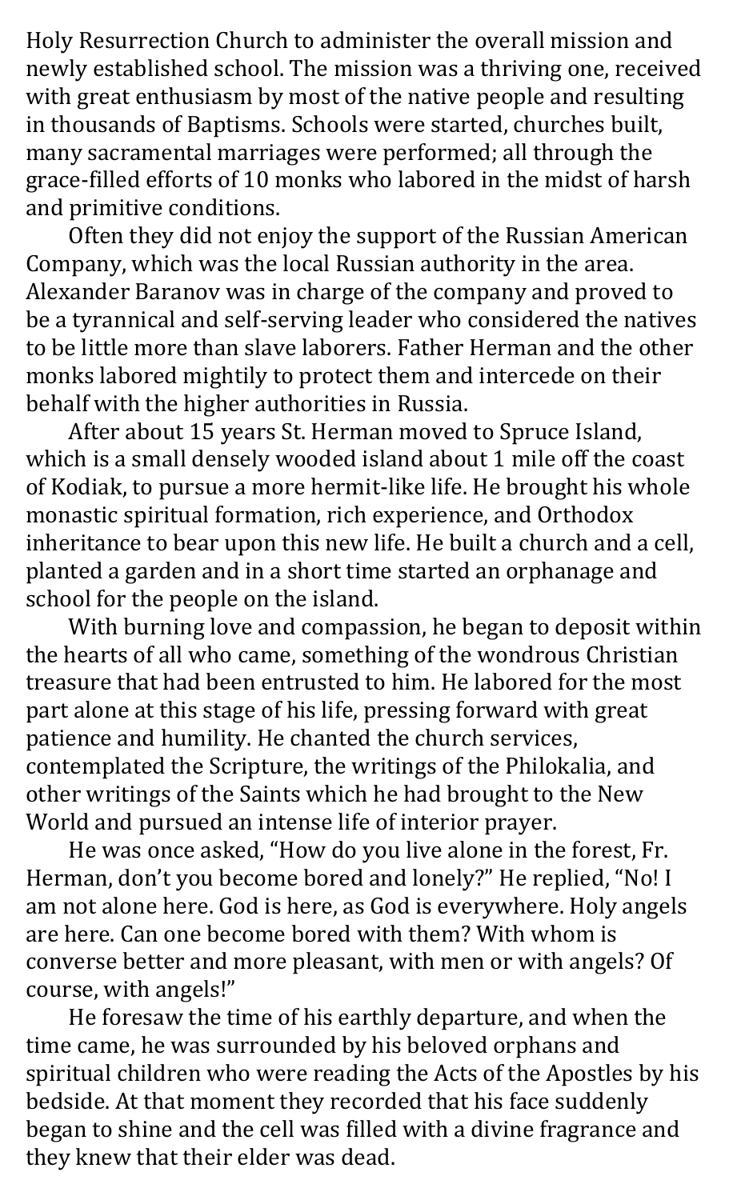Holy Resurrection Church to administer the overall mission and newly established school. The mission was a thriving one, received with great enthusiasm by most of the native people and resulting in thousands of Baptisms. Schools were started, churches built, many sacramental marriages were performed; all through the grace-filled efforts of 10 monks who labored in the midst of harsh and primitive conditions.

Often they did not enjoy the support of the Russian American Company, which was the local Russian authority in the area. Alexander Baranov was in charge of the company and proved to be a tyrannical and self-serving leader who considered the natives to be little more than slave laborers. Father Herman and the other monks labored mightily to protect them and intercede on their behalf with the higher authorities in Russia.

After about 15 years St. Herman moved to Spruce Island, which is a small densely wooded island about 1 mile off the coast of Kodiak, to pursue a more hermit-like life. He brought his whole monastic spiritual formation, rich experience, and Orthodox inheritance to bear upon this new life. He built a church and a cell, planted a garden and in a short time started an orphanage and school for the people on the island.

With burning love and compassion, he began to deposit within the hearts of all who came, something of the wondrous Christian treasure that had been entrusted to him. He labored for the most part alone at this stage of his life, pressing forward with great patience and humility. He chanted the church services, contemplated the Scripture, the writings of the Philokalia, and other writings of the Saints which he had brought to the New World and pursued an intense life of interior prayer.

He was once asked, "How do you live alone in the forest, Fr. Herman, don't you become bored and lonely?" He replied, "No! I am not alone here. God is here, as God is everywhere. Holy angels are here. Can one become bored with them? With whom is converse better and more pleasant, with men or with angels? Of course, with angels!"

He foresaw the time of his earthly departure, and when the time came, he was surrounded by his beloved orphans and spiritual children who were reading the Acts of the Apostles by his bedside. At that moment they recorded that his face suddenly began to shine and the cell was filled with a divine fragrance and they knew that their elder was dead.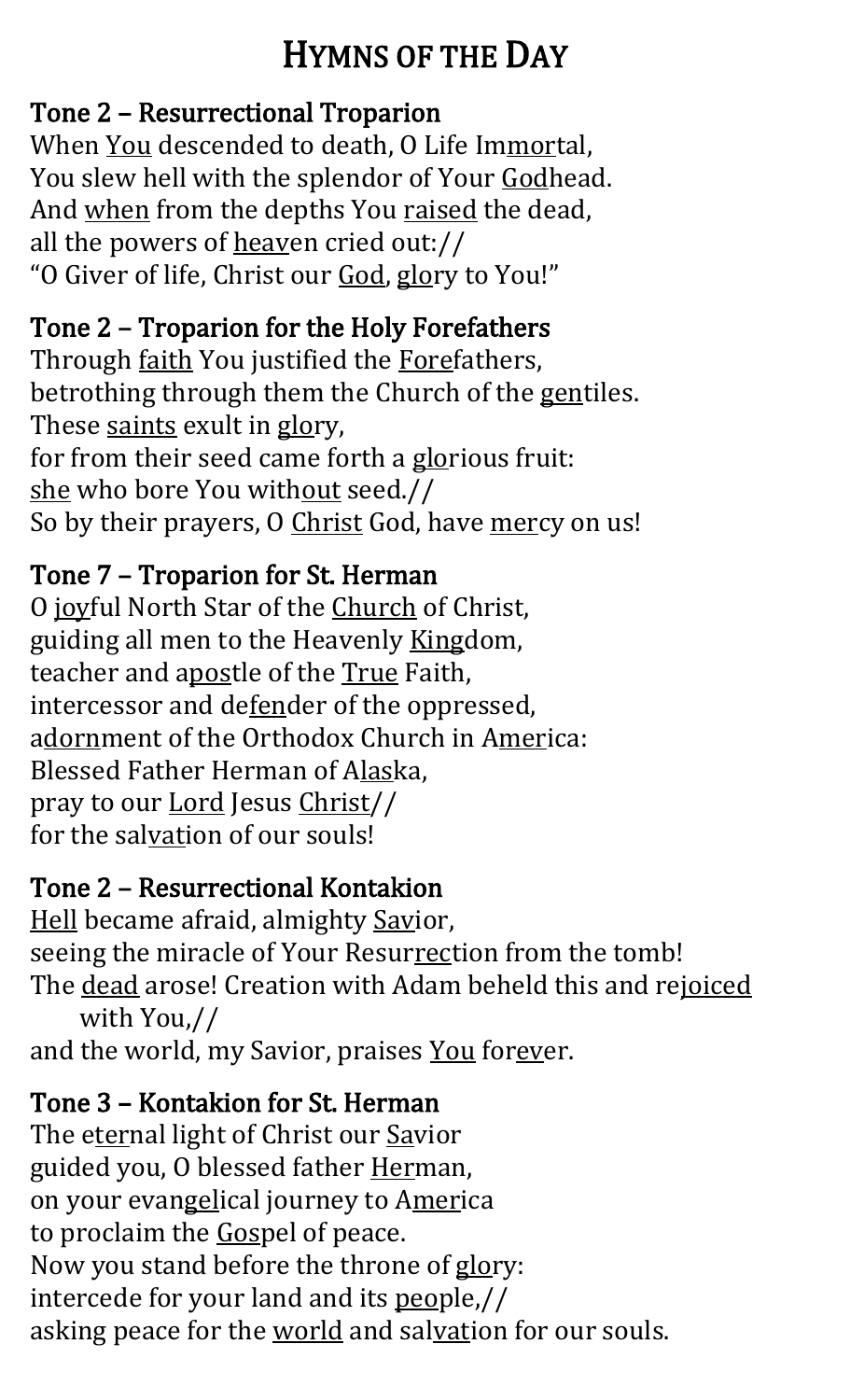# Hymns of the Day

## Tone 2 – Resurrectional Troparion

When You descended to death, O Life Immortal,
You slew hell with the splendor of Your Godhead.
And when from the depths You raised the dead,
all the powers of heaven cried out://
"O Giver of life, Christ our God, glory to You!"

## Tone 2 – Troparion for the Holy Forefathers

Through faith You justified the Forefathers,
betrothing through them the Church of the gentiles.
These saints exult in glory,
for from their seed came forth a glorious fruit:
she who bore You without seed.//
So by their prayers, O Christ God, have mercy on us!

## Tone 7 – Troparion for St. Herman

O joyful North Star of the Church of Christ,
guiding all men to the Heavenly Kingdom,
teacher and apostle of the True Faith,
intercessor and defender of the oppressed,
adornment of the Orthodox Church in America:
Blessed Father Herman of Alaska,
pray to our Lord Jesus Christ//
for the salvation of our souls!

## Tone 2 – Resurrectional Kontakion

Hell became afraid, almighty Savior,
seeing the miracle of Your Resurrection from the tomb!
The dead arose! Creation with Adam beheld this and rejoiced with You,//
and the world, my Savior, praises You forever.

## Tone 3 – Kontakion for St. Herman

The eternal light of Christ our Savior
guided you, O blessed father Herman,
on your evangelical journey to America
to proclaim the Gospel of peace.
Now you stand before the throne of glory:
intercede for your land and its people,//
asking peace for the world and salvation for our souls.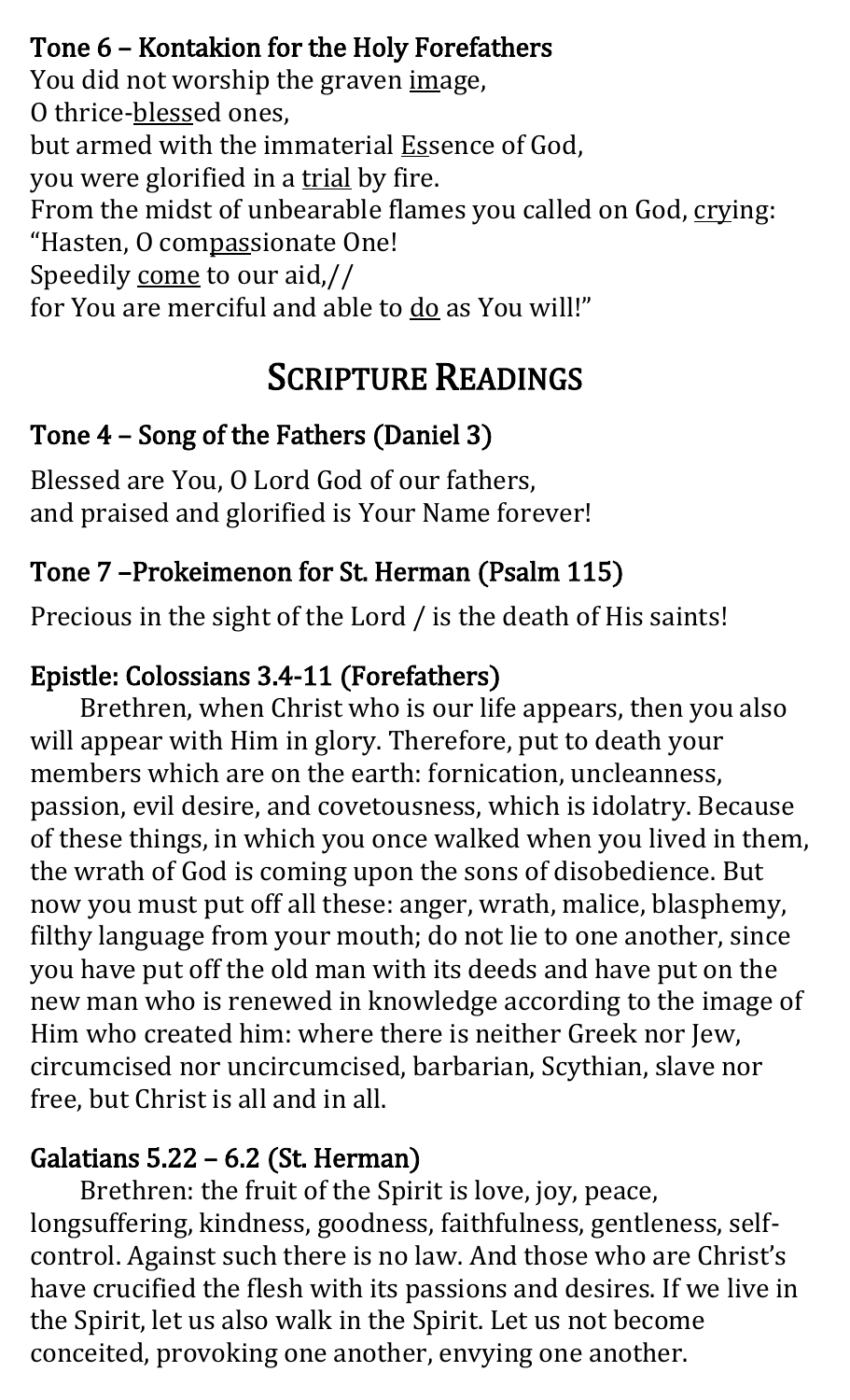### Tone 6 – Kontakion for the Holy Forefathers

You did not worship the graven image,
O thrice-blessed ones,
but armed with the immaterial Essence of God,
you were glorified in a trial by fire.
From the midst of unbearable flames you called on God, crying:
"Hasten, O compassionate One!
Speedily come to our aid,//
for You are merciful and able to do as You will!"

## SCRIPTURE READINGS

### Tone 4 – Song of the Fathers (Daniel 3)

Blessed are You, O Lord God of our fathers,
and praised and glorified is Your Name forever!

### Tone 7 –Prokeimenon for St. Herman (Psalm 115)

Precious in the sight of the Lord / is the death of His saints!

### Epistle: Colossians 3.4-11 (Forefathers)

Brethren, when Christ who is our life appears, then you also will appear with Him in glory. Therefore, put to death your members which are on the earth: fornication, uncleanness, passion, evil desire, and covetousness, which is idolatry. Because of these things, in which you once walked when you lived in them, the wrath of God is coming upon the sons of disobedience. But now you must put off all these: anger, wrath, malice, blasphemy, filthy language from your mouth; do not lie to one another, since you have put off the old man with its deeds and have put on the new man who is renewed in knowledge according to the image of Him who created him: where there is neither Greek nor Jew, circumcised nor uncircumcised, barbarian, Scythian, slave nor free, but Christ is all and in all.

### Galatians 5.22 – 6.2 (St. Herman)

Brethren: the fruit of the Spirit is love, joy, peace, longsuffering, kindness, goodness, faithfulness, gentleness, self-control. Against such there is no law. And those who are Christ's have crucified the flesh with its passions and desires. If we live in the Spirit, let us also walk in the Spirit. Let us not become conceited, provoking one another, envying one another.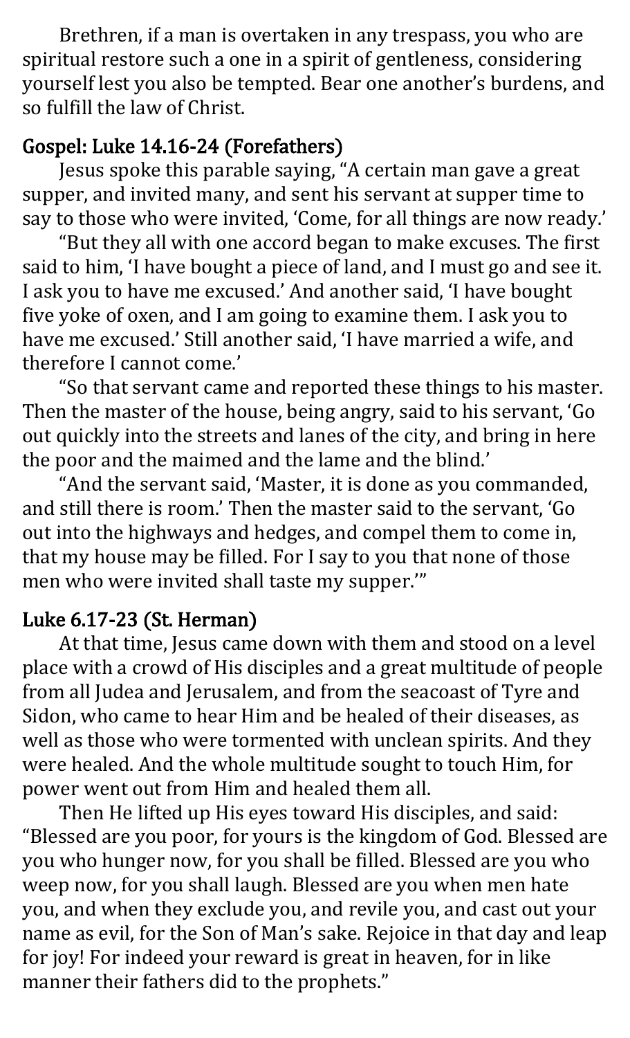Brethren, if a man is overtaken in any trespass, you who are spiritual restore such a one in a spirit of gentleness, considering yourself lest you also be tempted. Bear one another's burdens, and so fulfill the law of Christ.

## Gospel: Luke 14.16-24 (Forefathers)

Jesus spoke this parable saying, "A certain man gave a great supper, and invited many, and sent his servant at supper time to say to those who were invited, 'Come, for all things are now ready.'

"But they all with one accord began to make excuses. The first said to him, 'I have bought a piece of land, and I must go and see it. I ask you to have me excused.' And another said, 'I have bought five yoke of oxen, and I am going to examine them. I ask you to have me excused.' Still another said, 'I have married a wife, and therefore I cannot come.'

"So that servant came and reported these things to his master. Then the master of the house, being angry, said to his servant, 'Go out quickly into the streets and lanes of the city, and bring in here the poor and the maimed and the lame and the blind.'

"And the servant said, 'Master, it is done as you commanded, and still there is room.' Then the master said to the servant, 'Go out into the highways and hedges, and compel them to come in, that my house may be filled. For I say to you that none of those men who were invited shall taste my supper.'"

## Luke 6.17-23 (St. Herman)

At that time, Jesus came down with them and stood on a level place with a crowd of His disciples and a great multitude of people from all Judea and Jerusalem, and from the seacoast of Tyre and Sidon, who came to hear Him and be healed of their diseases, as well as those who were tormented with unclean spirits. And they were healed. And the whole multitude sought to touch Him, for power went out from Him and healed them all.

Then He lifted up His eyes toward His disciples, and said: "Blessed are you poor, for yours is the kingdom of God. Blessed are you who hunger now, for you shall be filled. Blessed are you who weep now, for you shall laugh. Blessed are you when men hate you, and when they exclude you, and revile you, and cast out your name as evil, for the Son of Man's sake. Rejoice in that day and leap for joy! For indeed your reward is great in heaven, for in like manner their fathers did to the prophets."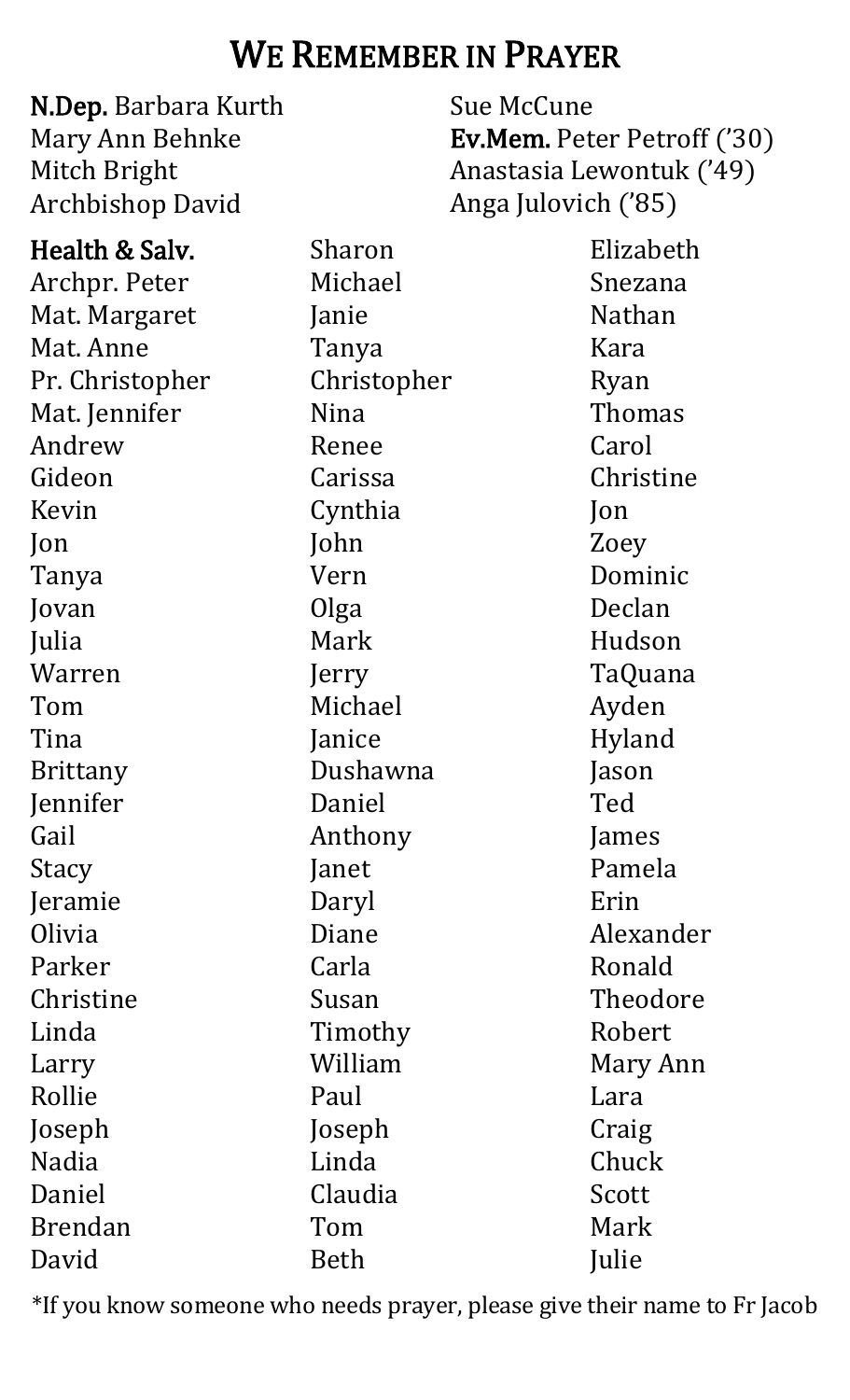# We Remember in Prayer

**N.Dep.** Barbara Kurth
Mary Ann Behnke
Mitch Bright
Archbishop David
Sue McCune

**Ev.Mem.** Peter Petroff ('30)
Anastasia Lewontuk ('49)
Anga Julovich ('85)

**Health & Salv.**
Archpr. Peter
Mat. Margaret
Mat. Anne
Pr. Christopher
Mat. Jennifer
Andrew
Gideon
Kevin
Jon
Tanya
Jovan
Julia
Warren
Tom
Tina
Brittany
Jennifer
Gail
Stacy
Jeramie
Olivia
Parker
Christine
Linda
Larry
Rollie
Joseph
Nadia
Daniel
Brendan
David
Sharon
Michael
Janie
Tanya
Christopher
Nina
Renee
Carissa
Cynthia
John
Vern
Olga
Mark
Jerry
Michael
Janice
Dushawna
Daniel
Anthony
Janet
Daryl
Diane
Carla
Susan
Timothy
William
Paul
Joseph
Linda
Claudia
Tom
Beth
Elizabeth
Snezana
Nathan
Kara
Ryan
Thomas
Carol
Christine
Jon
Zoey
Dominic
Declan
Hudson
TaQuana
Ayden
Hyland
Jason
Ted
James
Pamela
Erin
Alexander
Ronald
Theodore
Robert
Mary Ann
Lara
Craig
Chuck
Scott
Mark
Julie

*If you know someone who needs prayer, please give their name to Fr Jacob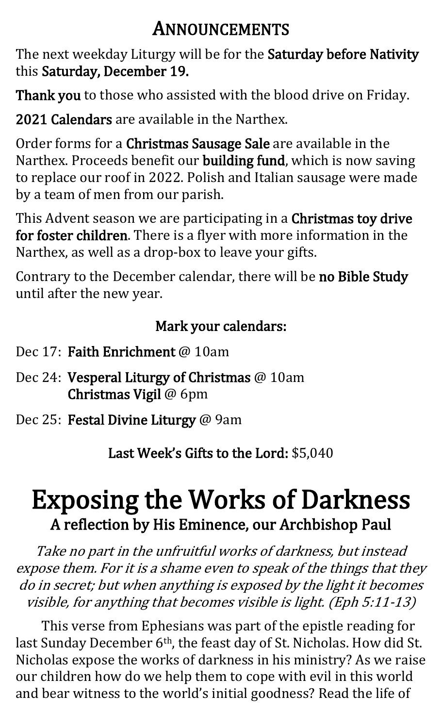## Announcements

The next weekday Liturgy will be for the **Saturday before Nativity** this **Saturday, December 19.**

**Thank you** to those who assisted with the blood drive on Friday.

**2021 Calendars** are available in the Narthex.

Order forms for a **Christmas Sausage Sale** are available in the Narthex. Proceeds benefit our **building fund**, which is now saving to replace our roof in 2022. Polish and Italian sausage were made by a team of men from our parish.

This Advent season we are participating in a **Christmas toy drive for foster children**. There is a flyer with more information in the Narthex, as well as a drop-box to leave your gifts.

Contrary to the December calendar, there will be **no Bible Study** until after the new year.

**Mark your calendars:**

- Dec 17: **Faith Enrichment** @ 10am
- Dec 24: **Vesperal Liturgy of Christmas** @ 10am
  **Christmas Vigil** @ 6pm
- Dec 25: **Festal Divine Liturgy** @ 9am

**Last Week's Gifts to the Lord:** $5,040

# Exposing the Works of Darkness

### A reflection by His Eminence, our Archbishop Paul

*Take no part in the unfruitful works of darkness, but instead expose them. For it is a shame even to speak of the things that they do in secret; but when anything is exposed by the light it becomes visible, for anything that becomes visible is light. (Eph 5:11-13)*

This verse from Ephesians was part of the epistle reading for last Sunday December 6th, the feast day of St. Nicholas. How did St. Nicholas expose the works of darkness in his ministry? As we raise our children how do we help them to cope with evil in this world and bear witness to the world's initial goodness? Read the life of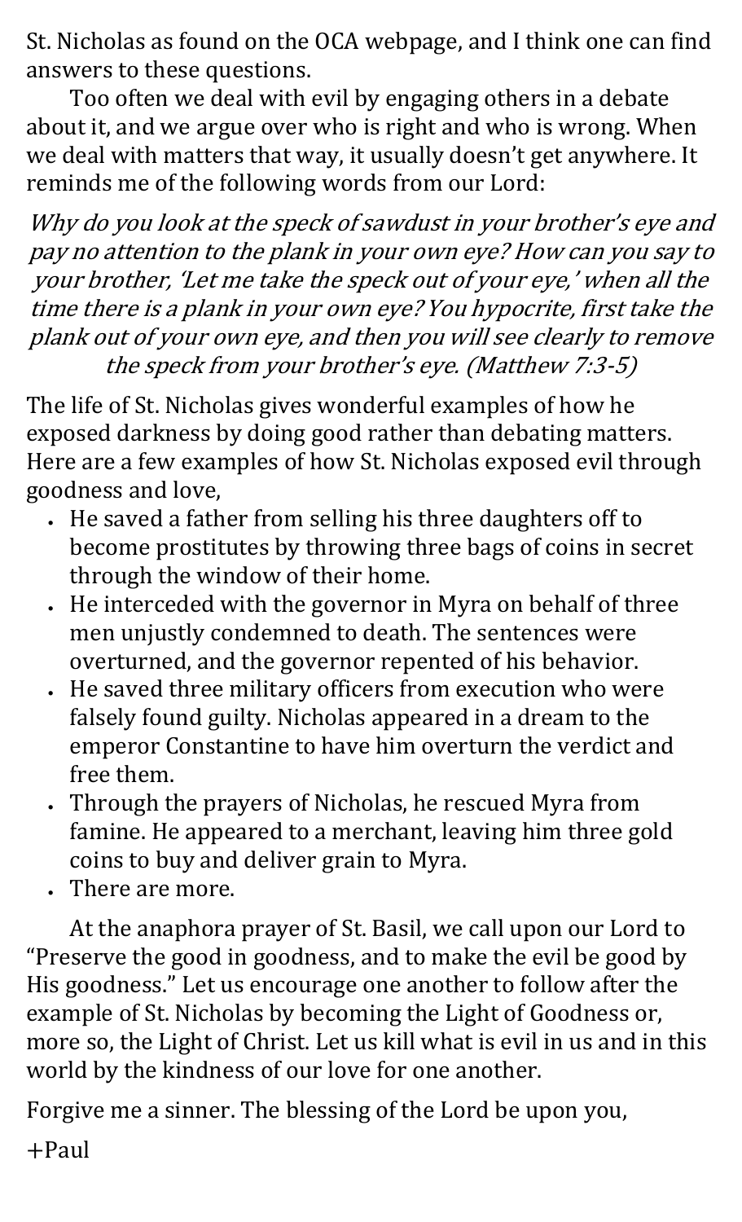St. Nicholas as found on the OCA webpage, and I think one can find answers to these questions.

Too often we deal with evil by engaging others in a debate about it, and we argue over who is right and who is wrong. When we deal with matters that way, it usually doesn't get anywhere. It reminds me of the following words from our Lord:

*Why do you look at the speck of sawdust in your brother's eye and pay no attention to the plank in your own eye? How can you say to your brother, 'Let me take the speck out of your eye,' when all the time there is a plank in your own eye? You hypocrite, first take the plank out of your own eye, and then you will see clearly to remove the speck from your brother's eye. (Matthew 7:3-5)*

The life of St. Nicholas gives wonderful examples of how he exposed darkness by doing good rather than debating matters. Here are a few examples of how St. Nicholas exposed evil through goodness and love,

- He saved a father from selling his three daughters off to become prostitutes by throwing three bags of coins in secret through the window of their home.
- He interceded with the governor in Myra on behalf of three men unjustly condemned to death. The sentences were overturned, and the governor repented of his behavior.
- He saved three military officers from execution who were falsely found guilty. Nicholas appeared in a dream to the emperor Constantine to have him overturn the verdict and free them.
- Through the prayers of Nicholas, he rescued Myra from famine. He appeared to a merchant, leaving him three gold coins to buy and deliver grain to Myra.
- There are more.

At the anaphora prayer of St. Basil, we call upon our Lord to "Preserve the good in goodness, and to make the evil be good by His goodness." Let us encourage one another to follow after the example of St. Nicholas by becoming the Light of Goodness or, more so, the Light of Christ. Let us kill what is evil in us and in this world by the kindness of our love for one another.

Forgive me a sinner. The blessing of the Lord be upon you,

+Paul